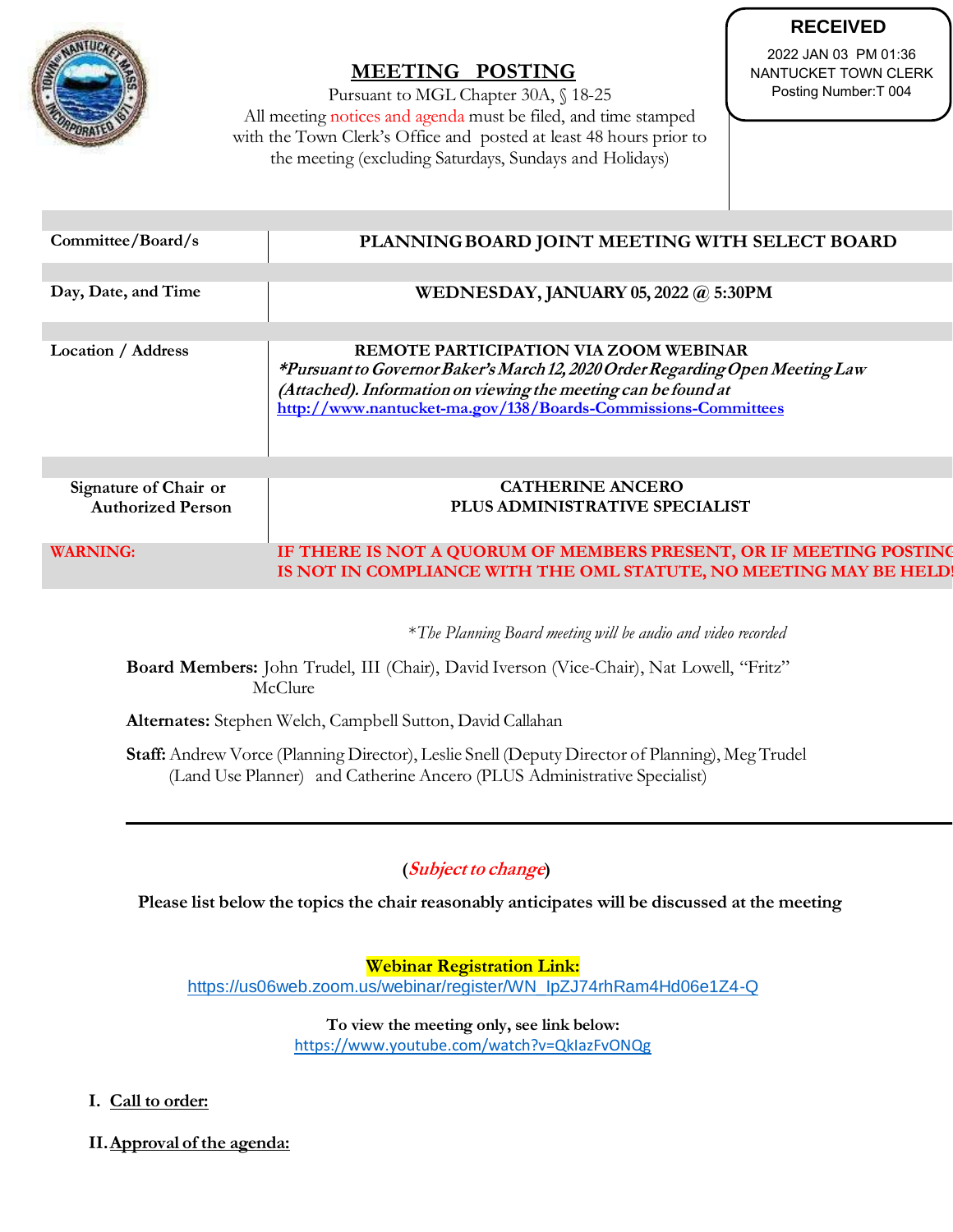**RECEIVED**
2022 JAN 03 PM 01:36
NANTUCKET TOWN CLERK
Posting Number:T 004

# MEETING POSTING

Pursuant to MGL Chapter 30A, § 18-25
All meeting notices and agenda must be filed, and time stamped with the Town Clerk's Office and posted at least 48 hours prior to the meeting (excluding Saturdays, Sundays and Holidays)

| | |
|---|---|
| Committee/Board/s | **PLANNING BOARD JOINT MEETING WITH SELECT BOARD** |
| Day, Date, and Time | **WEDNESDAY, JANUARY 05, 2022 @ 5:30PM** |
| Location / Address | **REMOTE PARTICIPATION VIA ZOOM WEBINAR** ***\*Pursuant to Governor Baker's March 12, 2020 Order Regarding Open Meeting Law (Attached). Information on viewing the meeting can be found at*** **http://www.nantucket-ma.gov/138/Boards-Commissions-Committees** |
| Signature of Chair or Authorized Person | **CATHERINE ANCERO PLUS ADMINISTRATIVE SPECIALIST** |
| **WARNING:** | **IF THERE IS NOT A QUORUM OF MEMBERS PRESENT, OR IF MEETING POSTING IS NOT IN COMPLIANCE WITH THE OML STATUTE, NO MEETING MAY BE HELD!** |

*\*The Planning Board meeting will be audio and video recorded*

**Board Members:** John Trudel, III (Chair), David Iverson (Vice-Chair), Nat Lowell, "Fritz" McClure

**Alternates:** Stephen Welch, Campbell Sutton, David Callahan

**Staff:** Andrew Vorce (Planning Director), Leslie Snell (Deputy Director of Planning), Meg Trudel (Land Use Planner) and Catherine Ancero (PLUS Administrative Specialist)

---

(***Subject to change***)

**Please list below the topics the chair reasonably anticipates will be discussed at the meeting**

**Webinar Registration Link:**
https://us06web.zoom.us/webinar/register/WN_IpZJ74rhRam4Hd06e1Z4-Q

**To view the meeting only, see link below:**
https://www.youtube.com/watch?v=QkIazFvONQg

I. **Call to order:**

II. **Approval of the agenda:**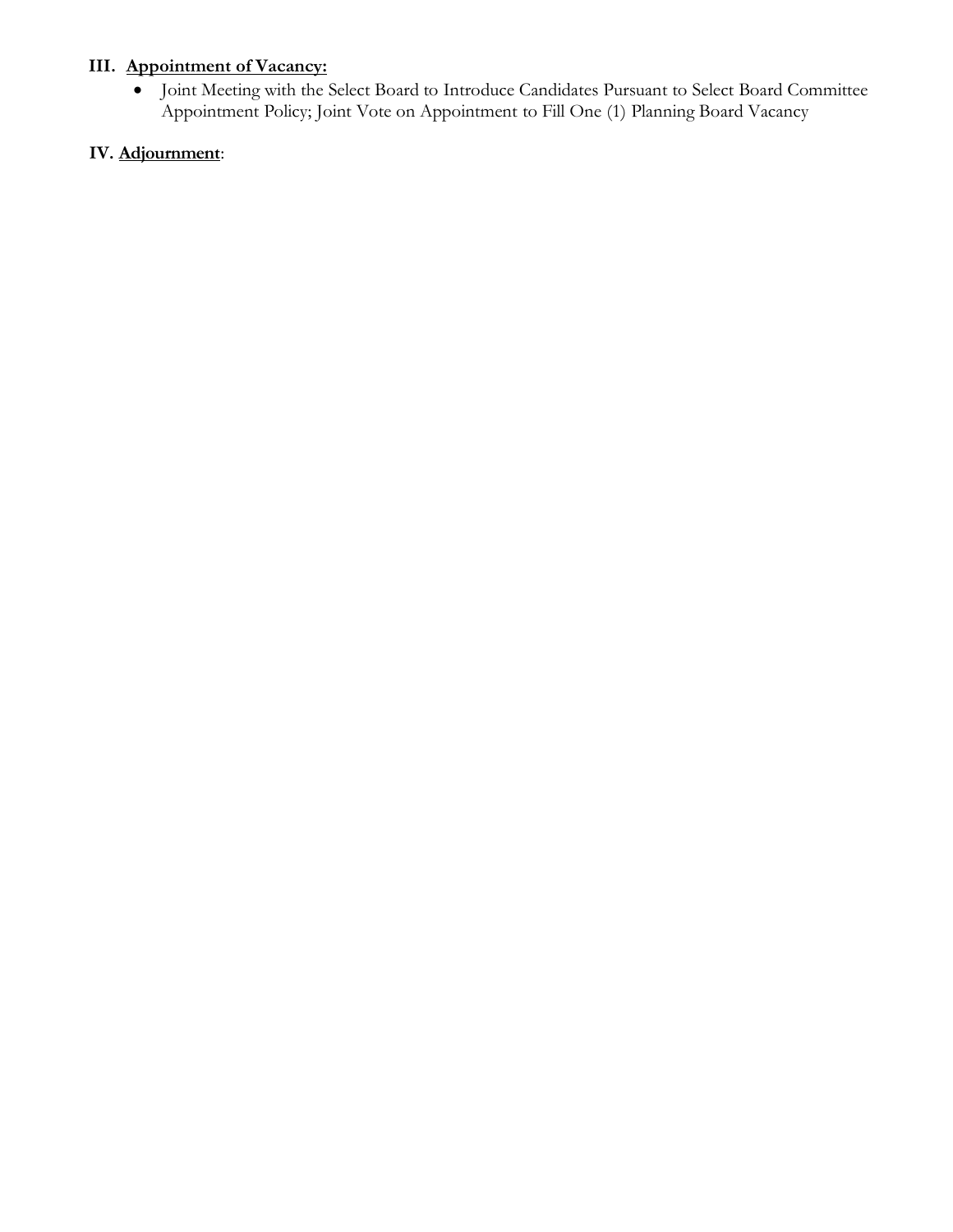## III. **Appointment of Vacancy:**

- Joint Meeting with the Select Board to Introduce Candidates Pursuant to Select Board Committee Appointment Policy; Joint Vote on Appointment to Fill One (1) Planning Board Vacancy

## IV. **Adjournment**: